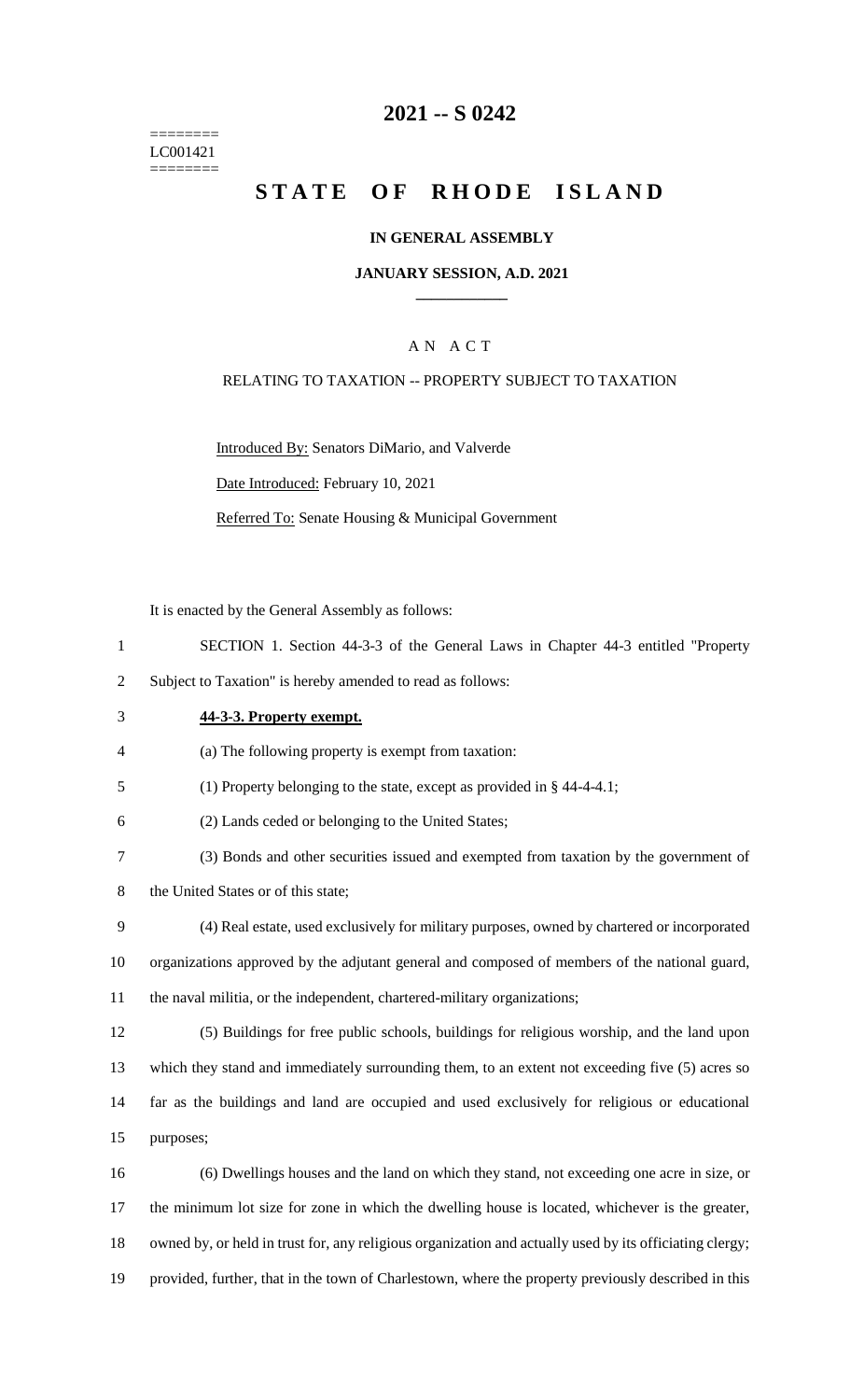========
LC001421
========

# 2021 -- S 0242

# STATE OF RHODE ISLAND

**IN GENERAL ASSEMBLY**

**JANUARY SESSION, A.D. 2021**

A N A C T

RELATING TO TAXATION -- PROPERTY SUBJECT TO TAXATION

Introduced By: Senators DiMario, and Valverde

Date Introduced: February 10, 2021

Referred To: Senate Housing & Municipal Government

It is enacted by the General Assembly as follows:

SECTION 1. Section 44-3-3 of the General Laws in Chapter 44-3 entitled "Property Subject to Taxation" is hereby amended to read as follows:

**44-3-3. Property exempt.**

(a) The following property is exempt from taxation:

(1) Property belonging to the state, except as provided in § 44-4-4.1;

(2) Lands ceded or belonging to the United States;

(3) Bonds and other securities issued and exempted from taxation by the government of the United States or of this state;

(4) Real estate, used exclusively for military purposes, owned by chartered or incorporated organizations approved by the adjutant general and composed of members of the national guard, the naval militia, or the independent, chartered-military organizations;

(5) Buildings for free public schools, buildings for religious worship, and the land upon which they stand and immediately surrounding them, to an extent not exceeding five (5) acres so far as the buildings and land are occupied and used exclusively for religious or educational purposes;

(6) Dwellings houses and the land on which they stand, not exceeding one acre in size, or the minimum lot size for zone in which the dwelling house is located, whichever is the greater, owned by, or held in trust for, any religious organization and actually used by its officiating clergy; provided, further, that in the town of Charlestown, where the property previously described in this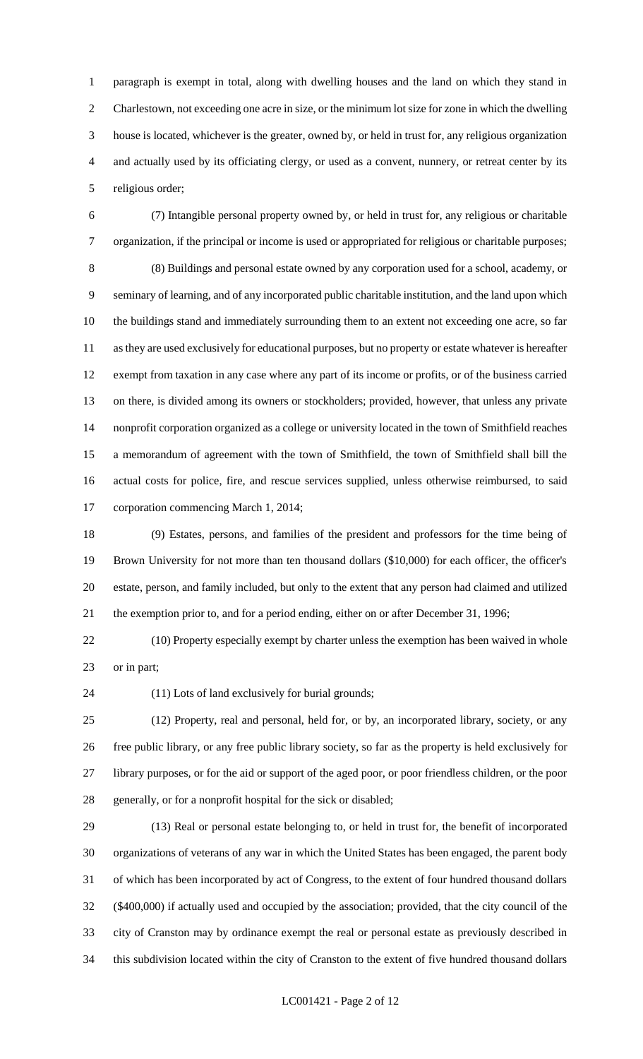paragraph is exempt in total, along with dwelling houses and the land on which they stand in Charlestown, not exceeding one acre in size, or the minimum lot size for zone in which the dwelling house is located, whichever is the greater, owned by, or held in trust for, any religious organization and actually used by its officiating clergy, or used as a convent, nunnery, or retreat center by its religious order;

(7) Intangible personal property owned by, or held in trust for, any religious or charitable organization, if the principal or income is used or appropriated for religious or charitable purposes;

(8) Buildings and personal estate owned by any corporation used for a school, academy, or seminary of learning, and of any incorporated public charitable institution, and the land upon which the buildings stand and immediately surrounding them to an extent not exceeding one acre, so far as they are used exclusively for educational purposes, but no property or estate whatever is hereafter exempt from taxation in any case where any part of its income or profits, or of the business carried on there, is divided among its owners or stockholders; provided, however, that unless any private nonprofit corporation organized as a college or university located in the town of Smithfield reaches a memorandum of agreement with the town of Smithfield, the town of Smithfield shall bill the actual costs for police, fire, and rescue services supplied, unless otherwise reimbursed, to said corporation commencing March 1, 2014;

(9) Estates, persons, and families of the president and professors for the time being of Brown University for not more than ten thousand dollars ($10,000) for each officer, the officer's estate, person, and family included, but only to the extent that any person had claimed and utilized the exemption prior to, and for a period ending, either on or after December 31, 1996;

(10) Property especially exempt by charter unless the exemption has been waived in whole or in part;

(11) Lots of land exclusively for burial grounds;

(12) Property, real and personal, held for, or by, an incorporated library, society, or any free public library, or any free public library society, so far as the property is held exclusively for library purposes, or for the aid or support of the aged poor, or poor friendless children, or the poor generally, or for a nonprofit hospital for the sick or disabled;

(13) Real or personal estate belonging to, or held in trust for, the benefit of incorporated organizations of veterans of any war in which the United States has been engaged, the parent body of which has been incorporated by act of Congress, to the extent of four hundred thousand dollars ($400,000) if actually used and occupied by the association; provided, that the city council of the city of Cranston may by ordinance exempt the real or personal estate as previously described in this subdivision located within the city of Cranston to the extent of five hundred thousand dollars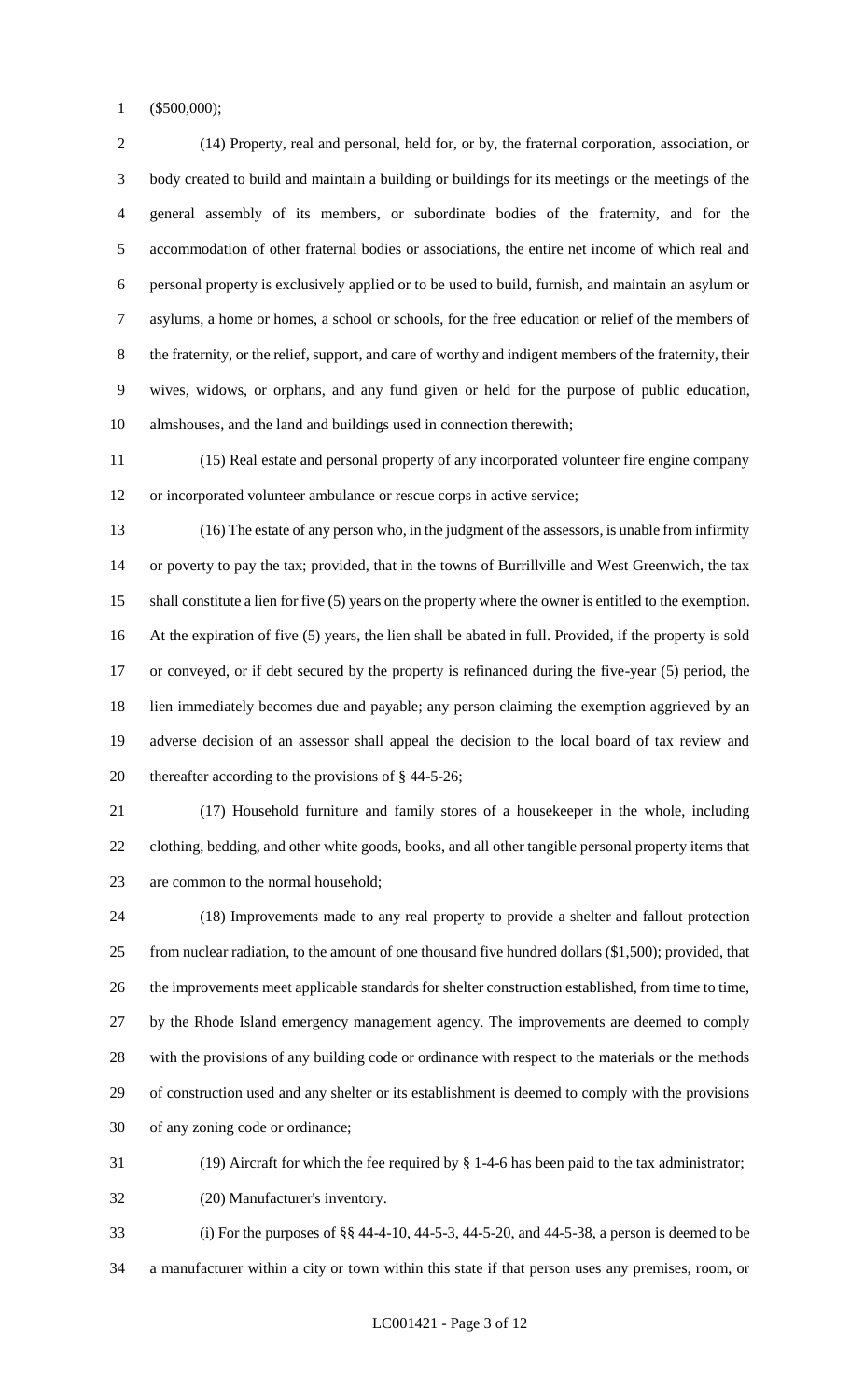($500,000);

(14) Property, real and personal, held for, or by, the fraternal corporation, association, or body created to build and maintain a building or buildings for its meetings or the meetings of the general assembly of its members, or subordinate bodies of the fraternity, and for the accommodation of other fraternal bodies or associations, the entire net income of which real and personal property is exclusively applied or to be used to build, furnish, and maintain an asylum or asylums, a home or homes, a school or schools, for the free education or relief of the members of the fraternity, or the relief, support, and care of worthy and indigent members of the fraternity, their wives, widows, or orphans, and any fund given or held for the purpose of public education, almshouses, and the land and buildings used in connection therewith;

(15) Real estate and personal property of any incorporated volunteer fire engine company or incorporated volunteer ambulance or rescue corps in active service;

(16) The estate of any person who, in the judgment of the assessors, is unable from infirmity or poverty to pay the tax; provided, that in the towns of Burrillville and West Greenwich, the tax shall constitute a lien for five (5) years on the property where the owner is entitled to the exemption. At the expiration of five (5) years, the lien shall be abated in full. Provided, if the property is sold or conveyed, or if debt secured by the property is refinanced during the five-year (5) period, the lien immediately becomes due and payable; any person claiming the exemption aggrieved by an adverse decision of an assessor shall appeal the decision to the local board of tax review and thereafter according to the provisions of § 44-5-26;

(17) Household furniture and family stores of a housekeeper in the whole, including clothing, bedding, and other white goods, books, and all other tangible personal property items that are common to the normal household;

(18) Improvements made to any real property to provide a shelter and fallout protection from nuclear radiation, to the amount of one thousand five hundred dollars ($1,500); provided, that the improvements meet applicable standards for shelter construction established, from time to time, by the Rhode Island emergency management agency. The improvements are deemed to comply with the provisions of any building code or ordinance with respect to the materials or the methods of construction used and any shelter or its establishment is deemed to comply with the provisions of any zoning code or ordinance;

(19) Aircraft for which the fee required by § 1-4-6 has been paid to the tax administrator;

(20) Manufacturer's inventory.

(i) For the purposes of §§ 44-4-10, 44-5-3, 44-5-20, and 44-5-38, a person is deemed to be a manufacturer within a city or town within this state if that person uses any premises, room, or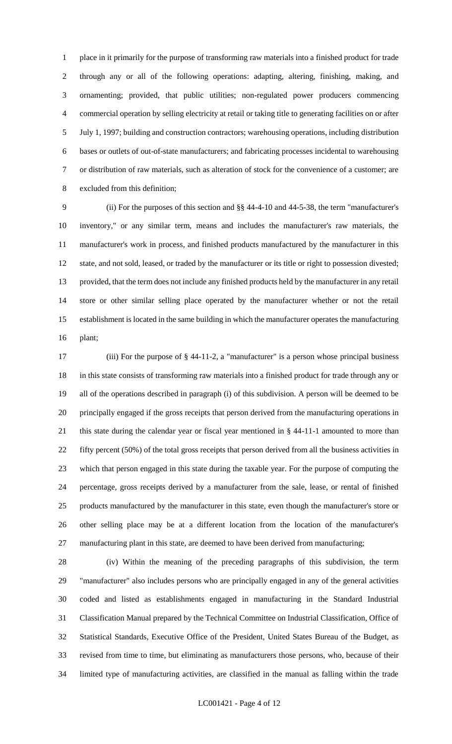place in it primarily for the purpose of transforming raw materials into a finished product for trade through any or all of the following operations: adapting, altering, finishing, making, and ornamenting; provided, that public utilities; non-regulated power producers commencing commercial operation by selling electricity at retail or taking title to generating facilities on or after July 1, 1997; building and construction contractors; warehousing operations, including distribution bases or outlets of out-of-state manufacturers; and fabricating processes incidental to warehousing or distribution of raw materials, such as alteration of stock for the convenience of a customer; are excluded from this definition;

(ii) For the purposes of this section and §§ 44-4-10 and 44-5-38, the term "manufacturer's inventory," or any similar term, means and includes the manufacturer's raw materials, the manufacturer's work in process, and finished products manufactured by the manufacturer in this state, and not sold, leased, or traded by the manufacturer or its title or right to possession divested; provided, that the term does not include any finished products held by the manufacturer in any retail store or other similar selling place operated by the manufacturer whether or not the retail establishment is located in the same building in which the manufacturer operates the manufacturing plant;

(iii) For the purpose of § 44-11-2, a "manufacturer" is a person whose principal business in this state consists of transforming raw materials into a finished product for trade through any or all of the operations described in paragraph (i) of this subdivision. A person will be deemed to be principally engaged if the gross receipts that person derived from the manufacturing operations in this state during the calendar year or fiscal year mentioned in § 44-11-1 amounted to more than fifty percent (50%) of the total gross receipts that person derived from all the business activities in which that person engaged in this state during the taxable year. For the purpose of computing the percentage, gross receipts derived by a manufacturer from the sale, lease, or rental of finished products manufactured by the manufacturer in this state, even though the manufacturer's store or other selling place may be at a different location from the location of the manufacturer's manufacturing plant in this state, are deemed to have been derived from manufacturing;

(iv) Within the meaning of the preceding paragraphs of this subdivision, the term "manufacturer" also includes persons who are principally engaged in any of the general activities coded and listed as establishments engaged in manufacturing in the Standard Industrial Classification Manual prepared by the Technical Committee on Industrial Classification, Office of Statistical Standards, Executive Office of the President, United States Bureau of the Budget, as revised from time to time, but eliminating as manufacturers those persons, who, because of their limited type of manufacturing activities, are classified in the manual as falling within the trade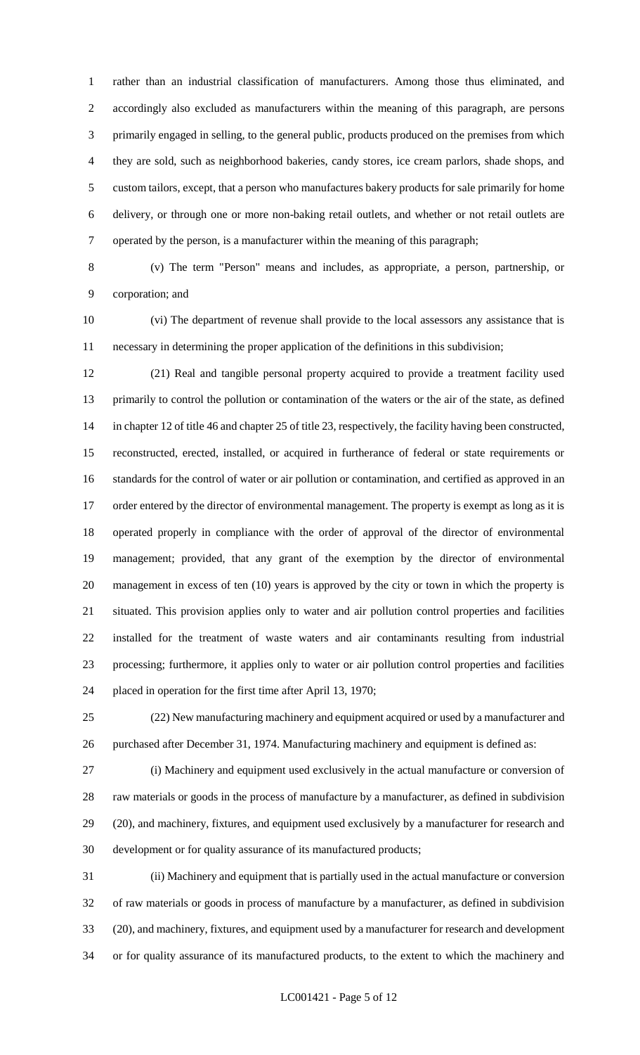rather than an industrial classification of manufacturers. Among those thus eliminated, and accordingly also excluded as manufacturers within the meaning of this paragraph, are persons primarily engaged in selling, to the general public, products produced on the premises from which they are sold, such as neighborhood bakeries, candy stores, ice cream parlors, shade shops, and custom tailors, except, that a person who manufactures bakery products for sale primarily for home delivery, or through one or more non-baking retail outlets, and whether or not retail outlets are operated by the person, is a manufacturer within the meaning of this paragraph;

(v) The term "Person" means and includes, as appropriate, a person, partnership, or corporation; and

(vi) The department of revenue shall provide to the local assessors any assistance that is necessary in determining the proper application of the definitions in this subdivision;

(21) Real and tangible personal property acquired to provide a treatment facility used primarily to control the pollution or contamination of the waters or the air of the state, as defined in chapter 12 of title 46 and chapter 25 of title 23, respectively, the facility having been constructed, reconstructed, erected, installed, or acquired in furtherance of federal or state requirements or standards for the control of water or air pollution or contamination, and certified as approved in an order entered by the director of environmental management. The property is exempt as long as it is operated properly in compliance with the order of approval of the director of environmental management; provided, that any grant of the exemption by the director of environmental management in excess of ten (10) years is approved by the city or town in which the property is situated. This provision applies only to water and air pollution control properties and facilities installed for the treatment of waste waters and air contaminants resulting from industrial processing; furthermore, it applies only to water or air pollution control properties and facilities placed in operation for the first time after April 13, 1970;

(22) New manufacturing machinery and equipment acquired or used by a manufacturer and purchased after December 31, 1974. Manufacturing machinery and equipment is defined as:

(i) Machinery and equipment used exclusively in the actual manufacture or conversion of raw materials or goods in the process of manufacture by a manufacturer, as defined in subdivision (20), and machinery, fixtures, and equipment used exclusively by a manufacturer for research and development or for quality assurance of its manufactured products;

(ii) Machinery and equipment that is partially used in the actual manufacture or conversion of raw materials or goods in process of manufacture by a manufacturer, as defined in subdivision (20), and machinery, fixtures, and equipment used by a manufacturer for research and development or for quality assurance of its manufactured products, to the extent to which the machinery and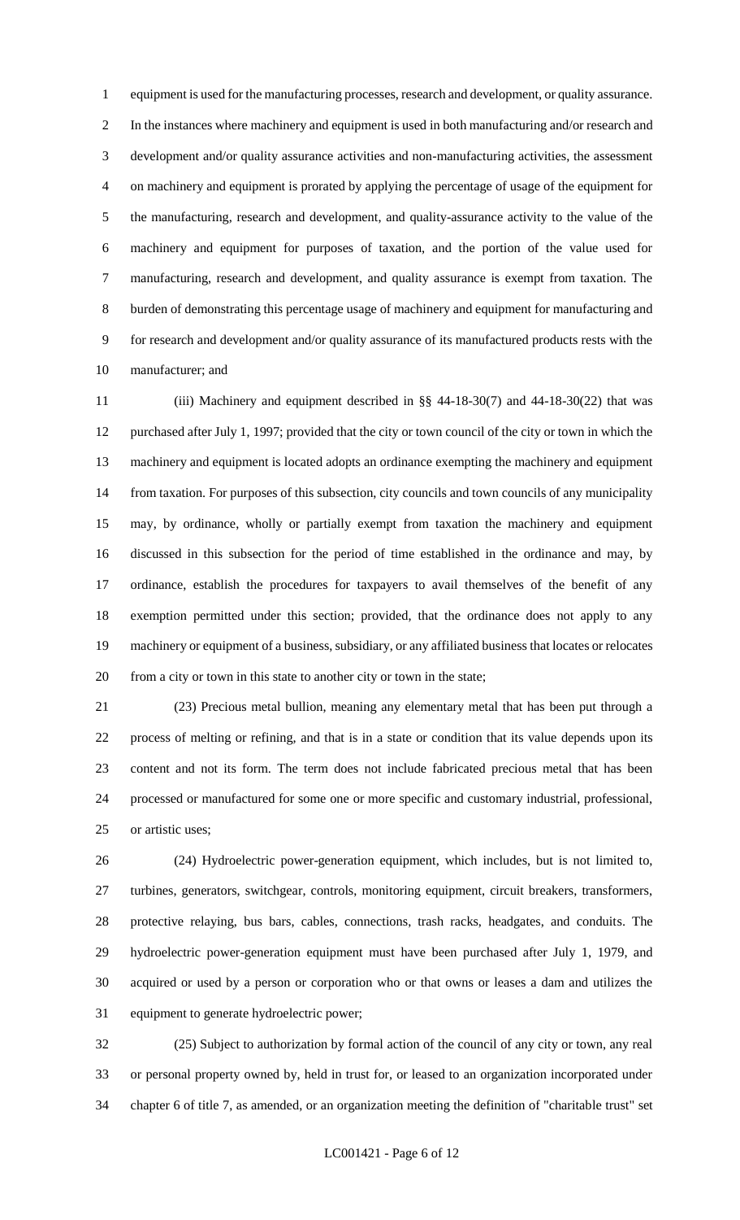equipment is used for the manufacturing processes, research and development, or quality assurance. In the instances where machinery and equipment is used in both manufacturing and/or research and development and/or quality assurance activities and non-manufacturing activities, the assessment on machinery and equipment is prorated by applying the percentage of usage of the equipment for the manufacturing, research and development, and quality-assurance activity to the value of the machinery and equipment for purposes of taxation, and the portion of the value used for manufacturing, research and development, and quality assurance is exempt from taxation. The burden of demonstrating this percentage usage of machinery and equipment for manufacturing and for research and development and/or quality assurance of its manufactured products rests with the manufacturer; and

(iii) Machinery and equipment described in §§ 44-18-30(7) and 44-18-30(22) that was purchased after July 1, 1997; provided that the city or town council of the city or town in which the machinery and equipment is located adopts an ordinance exempting the machinery and equipment from taxation. For purposes of this subsection, city councils and town councils of any municipality may, by ordinance, wholly or partially exempt from taxation the machinery and equipment discussed in this subsection for the period of time established in the ordinance and may, by ordinance, establish the procedures for taxpayers to avail themselves of the benefit of any exemption permitted under this section; provided, that the ordinance does not apply to any machinery or equipment of a business, subsidiary, or any affiliated business that locates or relocates from a city or town in this state to another city or town in the state;

(23) Precious metal bullion, meaning any elementary metal that has been put through a process of melting or refining, and that is in a state or condition that its value depends upon its content and not its form. The term does not include fabricated precious metal that has been processed or manufactured for some one or more specific and customary industrial, professional, or artistic uses;

(24) Hydroelectric power-generation equipment, which includes, but is not limited to, turbines, generators, switchgear, controls, monitoring equipment, circuit breakers, transformers, protective relaying, bus bars, cables, connections, trash racks, headgates, and conduits. The hydroelectric power-generation equipment must have been purchased after July 1, 1979, and acquired or used by a person or corporation who or that owns or leases a dam and utilizes the equipment to generate hydroelectric power;

(25) Subject to authorization by formal action of the council of any city or town, any real or personal property owned by, held in trust for, or leased to an organization incorporated under chapter 6 of title 7, as amended, or an organization meeting the definition of "charitable trust" set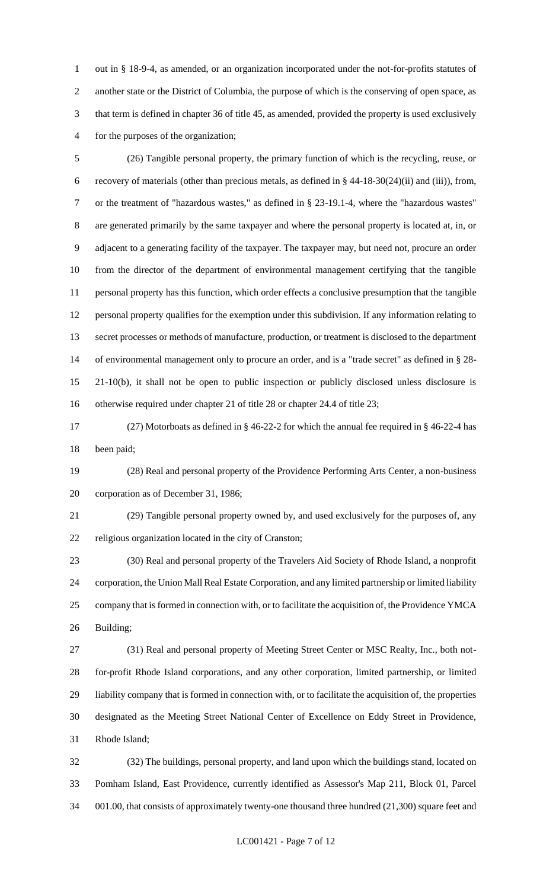out in § 18-9-4, as amended, or an organization incorporated under the not-for-profits statutes of another state or the District of Columbia, the purpose of which is the conserving of open space, as that term is defined in chapter 36 of title 45, as amended, provided the property is used exclusively for the purposes of the organization;

(26) Tangible personal property, the primary function of which is the recycling, reuse, or recovery of materials (other than precious metals, as defined in § 44-18-30(24)(ii) and (iii)), from, or the treatment of "hazardous wastes," as defined in § 23-19.1-4, where the "hazardous wastes" are generated primarily by the same taxpayer and where the personal property is located at, in, or adjacent to a generating facility of the taxpayer. The taxpayer may, but need not, procure an order from the director of the department of environmental management certifying that the tangible personal property has this function, which order effects a conclusive presumption that the tangible personal property qualifies for the exemption under this subdivision. If any information relating to secret processes or methods of manufacture, production, or treatment is disclosed to the department of environmental management only to procure an order, and is a "trade secret" as defined in § 28-21-10(b), it shall not be open to public inspection or publicly disclosed unless disclosure is otherwise required under chapter 21 of title 28 or chapter 24.4 of title 23;

(27) Motorboats as defined in § 46-22-2 for which the annual fee required in § 46-22-4 has been paid;

(28) Real and personal property of the Providence Performing Arts Center, a non-business corporation as of December 31, 1986;

(29) Tangible personal property owned by, and used exclusively for the purposes of, any religious organization located in the city of Cranston;

(30) Real and personal property of the Travelers Aid Society of Rhode Island, a nonprofit corporation, the Union Mall Real Estate Corporation, and any limited partnership or limited liability company that is formed in connection with, or to facilitate the acquisition of, the Providence YMCA Building;

(31) Real and personal property of Meeting Street Center or MSC Realty, Inc., both not-for-profit Rhode Island corporations, and any other corporation, limited partnership, or limited liability company that is formed in connection with, or to facilitate the acquisition of, the properties designated as the Meeting Street National Center of Excellence on Eddy Street in Providence, Rhode Island;

(32) The buildings, personal property, and land upon which the buildings stand, located on Pomham Island, East Providence, currently identified as Assessor's Map 211, Block 01, Parcel 001.00, that consists of approximately twenty-one thousand three hundred (21,300) square feet and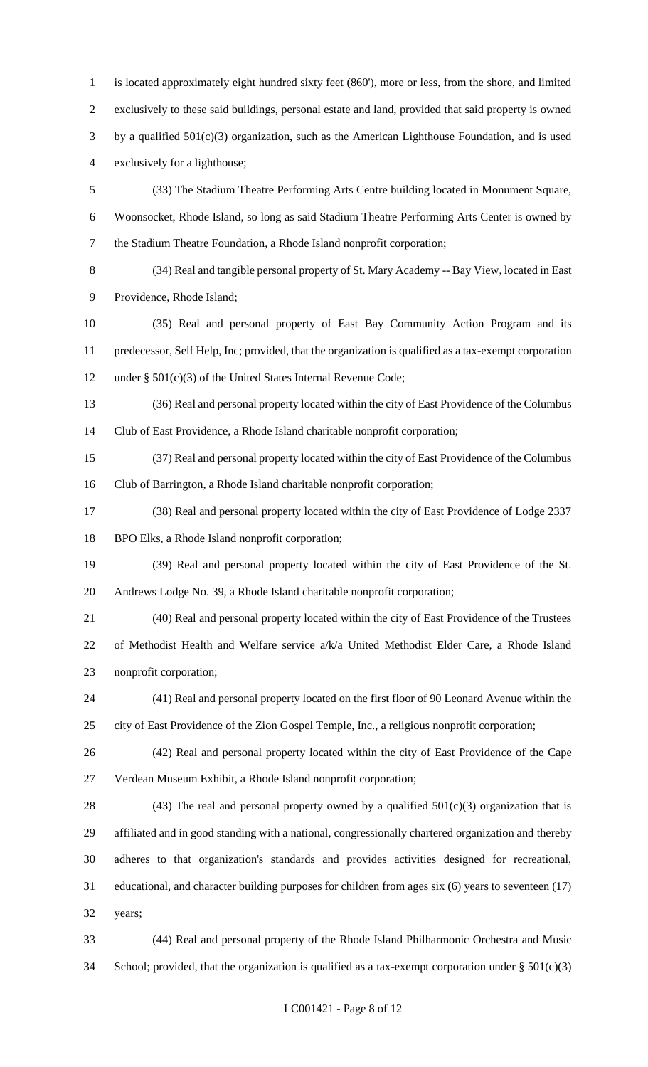is located approximately eight hundred sixty feet (860'), more or less, from the shore, and limited exclusively to these said buildings, personal estate and land, provided that said property is owned by a qualified 501(c)(3) organization, such as the American Lighthouse Foundation, and is used exclusively for a lighthouse;

(33) The Stadium Theatre Performing Arts Centre building located in Monument Square, Woonsocket, Rhode Island, so long as said Stadium Theatre Performing Arts Center is owned by the Stadium Theatre Foundation, a Rhode Island nonprofit corporation;

(34) Real and tangible personal property of St. Mary Academy -- Bay View, located in East Providence, Rhode Island;

(35) Real and personal property of East Bay Community Action Program and its predecessor, Self Help, Inc; provided, that the organization is qualified as a tax-exempt corporation under § 501(c)(3) of the United States Internal Revenue Code;

(36) Real and personal property located within the city of East Providence of the Columbus Club of East Providence, a Rhode Island charitable nonprofit corporation;

(37) Real and personal property located within the city of East Providence of the Columbus Club of Barrington, a Rhode Island charitable nonprofit corporation;

(38) Real and personal property located within the city of East Providence of Lodge 2337 BPO Elks, a Rhode Island nonprofit corporation;

(39) Real and personal property located within the city of East Providence of the St. Andrews Lodge No. 39, a Rhode Island charitable nonprofit corporation;

(40) Real and personal property located within the city of East Providence of the Trustees of Methodist Health and Welfare service a/k/a United Methodist Elder Care, a Rhode Island nonprofit corporation;

(41) Real and personal property located on the first floor of 90 Leonard Avenue within the city of East Providence of the Zion Gospel Temple, Inc., a religious nonprofit corporation;

(42) Real and personal property located within the city of East Providence of the Cape Verdean Museum Exhibit, a Rhode Island nonprofit corporation;

(43) The real and personal property owned by a qualified 501(c)(3) organization that is affiliated and in good standing with a national, congressionally chartered organization and thereby adheres to that organization's standards and provides activities designed for recreational, educational, and character building purposes for children from ages six (6) years to seventeen (17) years;

(44) Real and personal property of the Rhode Island Philharmonic Orchestra and Music School; provided, that the organization is qualified as a tax-exempt corporation under § 501(c)(3)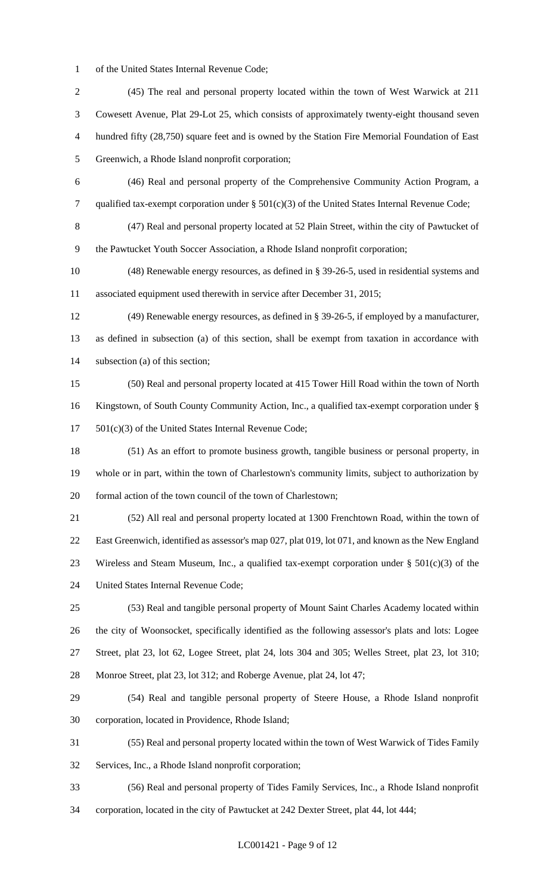of the United States Internal Revenue Code;

(45) The real and personal property located within the town of West Warwick at 211 Cowesett Avenue, Plat 29-Lot 25, which consists of approximately twenty-eight thousand seven hundred fifty (28,750) square feet and is owned by the Station Fire Memorial Foundation of East Greenwich, a Rhode Island nonprofit corporation;

(46) Real and personal property of the Comprehensive Community Action Program, a qualified tax-exempt corporation under § 501(c)(3) of the United States Internal Revenue Code;

(47) Real and personal property located at 52 Plain Street, within the city of Pawtucket of the Pawtucket Youth Soccer Association, a Rhode Island nonprofit corporation;

(48) Renewable energy resources, as defined in § 39-26-5, used in residential systems and associated equipment used therewith in service after December 31, 2015;

(49) Renewable energy resources, as defined in § 39-26-5, if employed by a manufacturer, as defined in subsection (a) of this section, shall be exempt from taxation in accordance with subsection (a) of this section;

(50) Real and personal property located at 415 Tower Hill Road within the town of North Kingstown, of South County Community Action, Inc., a qualified tax-exempt corporation under § 501(c)(3) of the United States Internal Revenue Code;

(51) As an effort to promote business growth, tangible business or personal property, in whole or in part, within the town of Charlestown's community limits, subject to authorization by formal action of the town council of the town of Charlestown;

(52) All real and personal property located at 1300 Frenchtown Road, within the town of East Greenwich, identified as assessor's map 027, plat 019, lot 071, and known as the New England Wireless and Steam Museum, Inc., a qualified tax-exempt corporation under § 501(c)(3) of the United States Internal Revenue Code;

(53) Real and tangible personal property of Mount Saint Charles Academy located within the city of Woonsocket, specifically identified as the following assessor's plats and lots: Logee Street, plat 23, lot 62, Logee Street, plat 24, lots 304 and 305; Welles Street, plat 23, lot 310; Monroe Street, plat 23, lot 312; and Roberge Avenue, plat 24, lot 47;

(54) Real and tangible personal property of Steere House, a Rhode Island nonprofit corporation, located in Providence, Rhode Island;

(55) Real and personal property located within the town of West Warwick of Tides Family Services, Inc., a Rhode Island nonprofit corporation;

(56) Real and personal property of Tides Family Services, Inc., a Rhode Island nonprofit corporation, located in the city of Pawtucket at 242 Dexter Street, plat 44, lot 444;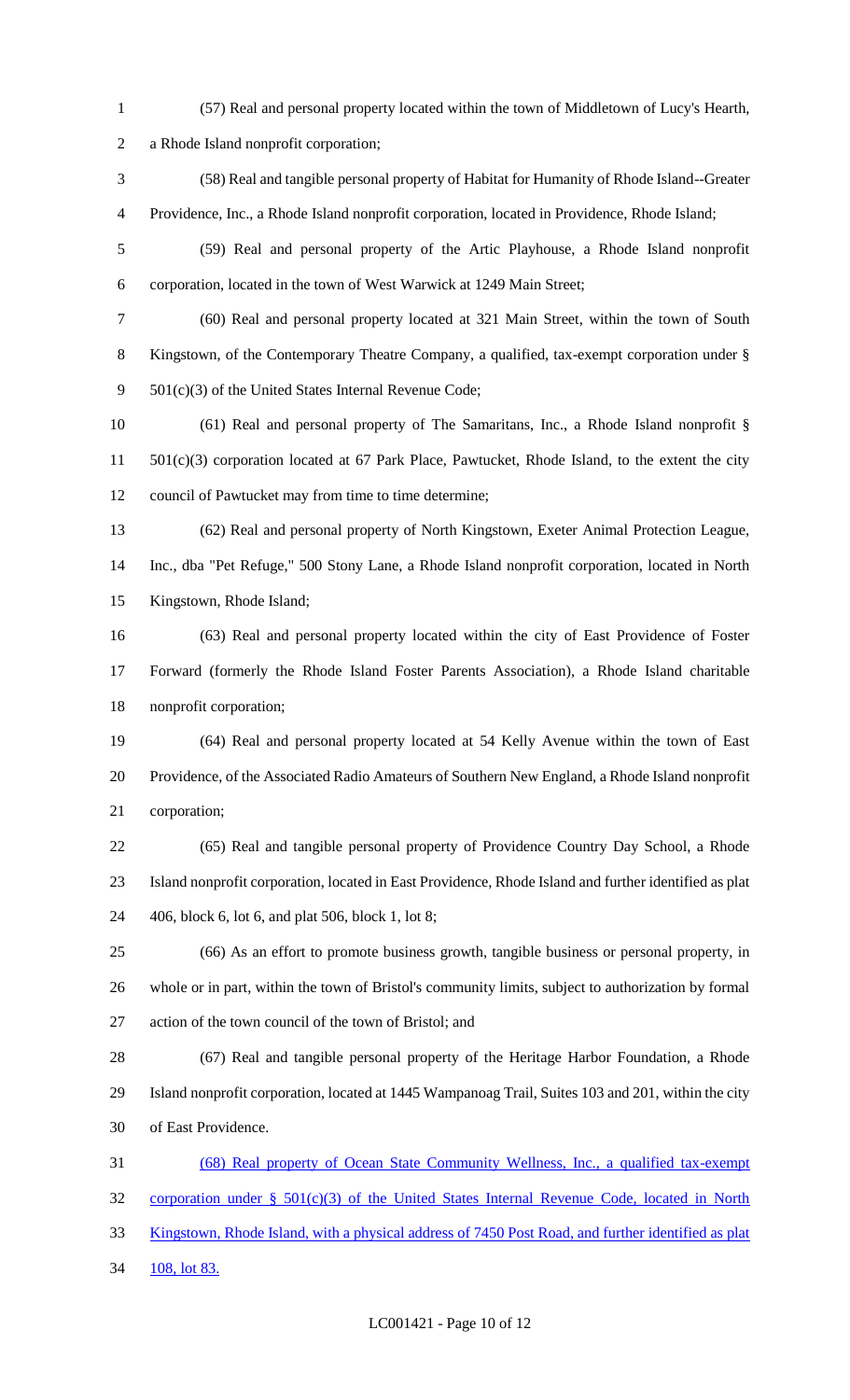(57) Real and personal property located within the town of Middletown of Lucy's Hearth, a Rhode Island nonprofit corporation;

(58) Real and tangible personal property of Habitat for Humanity of Rhode Island--Greater Providence, Inc., a Rhode Island nonprofit corporation, located in Providence, Rhode Island;

(59) Real and personal property of the Artic Playhouse, a Rhode Island nonprofit corporation, located in the town of West Warwick at 1249 Main Street;

(60) Real and personal property located at 321 Main Street, within the town of South Kingstown, of the Contemporary Theatre Company, a qualified, tax-exempt corporation under § 501(c)(3) of the United States Internal Revenue Code;

(61) Real and personal property of The Samaritans, Inc., a Rhode Island nonprofit § 501(c)(3) corporation located at 67 Park Place, Pawtucket, Rhode Island, to the extent the city council of Pawtucket may from time to time determine;

(62) Real and personal property of North Kingstown, Exeter Animal Protection League, Inc., dba "Pet Refuge," 500 Stony Lane, a Rhode Island nonprofit corporation, located in North Kingstown, Rhode Island;

(63) Real and personal property located within the city of East Providence of Foster Forward (formerly the Rhode Island Foster Parents Association), a Rhode Island charitable nonprofit corporation;

(64) Real and personal property located at 54 Kelly Avenue within the town of East Providence, of the Associated Radio Amateurs of Southern New England, a Rhode Island nonprofit corporation;

(65) Real and tangible personal property of Providence Country Day School, a Rhode Island nonprofit corporation, located in East Providence, Rhode Island and further identified as plat 406, block 6, lot 6, and plat 506, block 1, lot 8;

(66) As an effort to promote business growth, tangible business or personal property, in whole or in part, within the town of Bristol's community limits, subject to authorization by formal action of the town council of the town of Bristol; and

(67) Real and tangible personal property of the Heritage Harbor Foundation, a Rhode Island nonprofit corporation, located at 1445 Wampanoag Trail, Suites 103 and 201, within the city of East Providence.

<u>(68) Real property of Ocean State Community Wellness, Inc., a qualified tax-exempt corporation under § 501(c)(3) of the United States Internal Revenue Code, located in North Kingstown, Rhode Island, with a physical address of 7450 Post Road, and further identified as plat 108, lot 83.</u>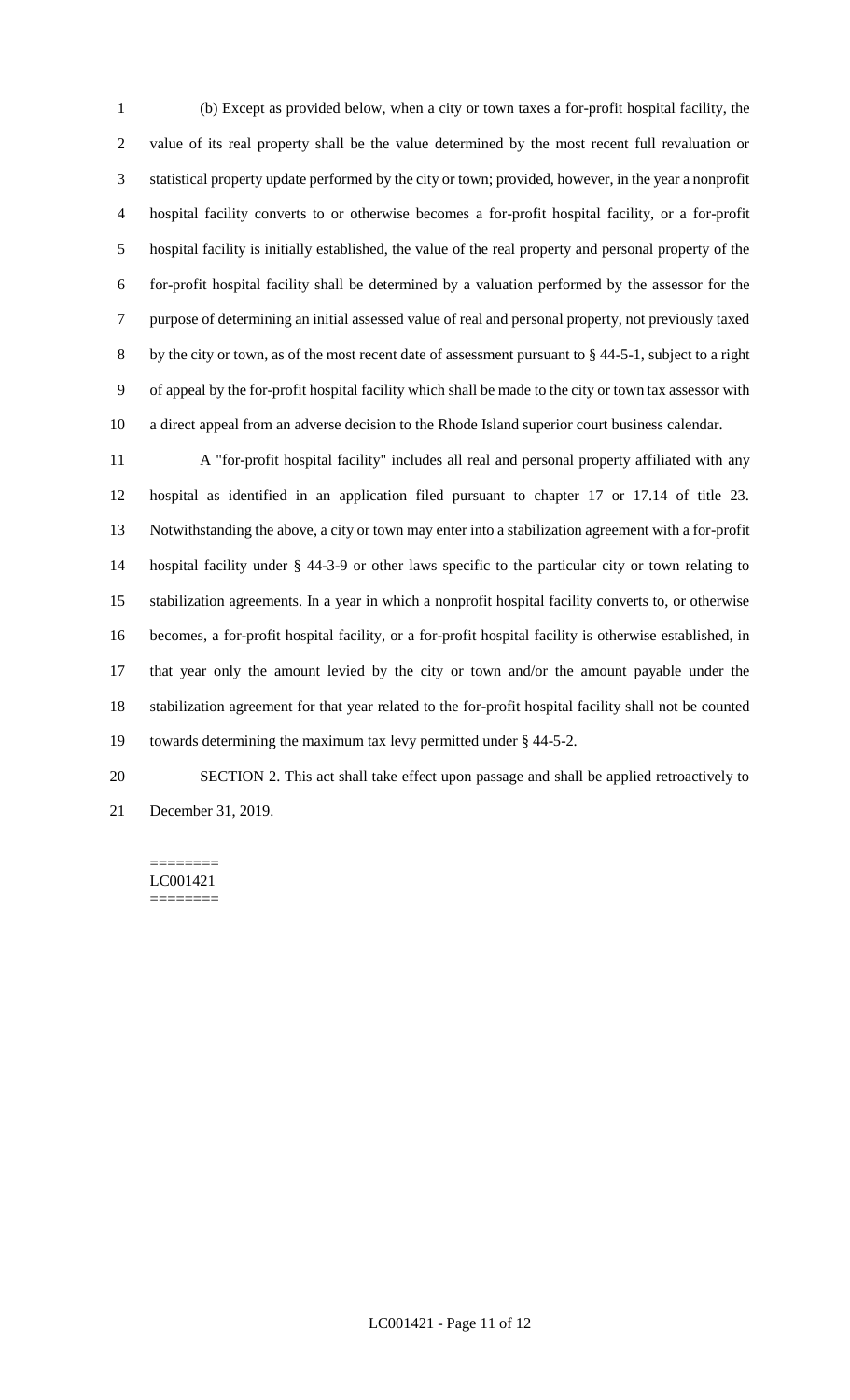(b) Except as provided below, when a city or town taxes a for-profit hospital facility, the value of its real property shall be the value determined by the most recent full revaluation or statistical property update performed by the city or town; provided, however, in the year a nonprofit hospital facility converts to or otherwise becomes a for-profit hospital facility, or a for-profit hospital facility is initially established, the value of the real property and personal property of the for-profit hospital facility shall be determined by a valuation performed by the assessor for the purpose of determining an initial assessed value of real and personal property, not previously taxed by the city or town, as of the most recent date of assessment pursuant to § 44-5-1, subject to a right of appeal by the for-profit hospital facility which shall be made to the city or town tax assessor with a direct appeal from an adverse decision to the Rhode Island superior court business calendar.

A "for-profit hospital facility" includes all real and personal property affiliated with any hospital as identified in an application filed pursuant to chapter 17 or 17.14 of title 23. Notwithstanding the above, a city or town may enter into a stabilization agreement with a for-profit hospital facility under § 44-3-9 or other laws specific to the particular city or town relating to stabilization agreements. In a year in which a nonprofit hospital facility converts to, or otherwise becomes, a for-profit hospital facility, or a for-profit hospital facility is otherwise established, in that year only the amount levied by the city or town and/or the amount payable under the stabilization agreement for that year related to the for-profit hospital facility shall not be counted towards determining the maximum tax levy permitted under § 44-5-2.

SECTION 2. This act shall take effect upon passage and shall be applied retroactively to December 31, 2019.

========
LC001421
========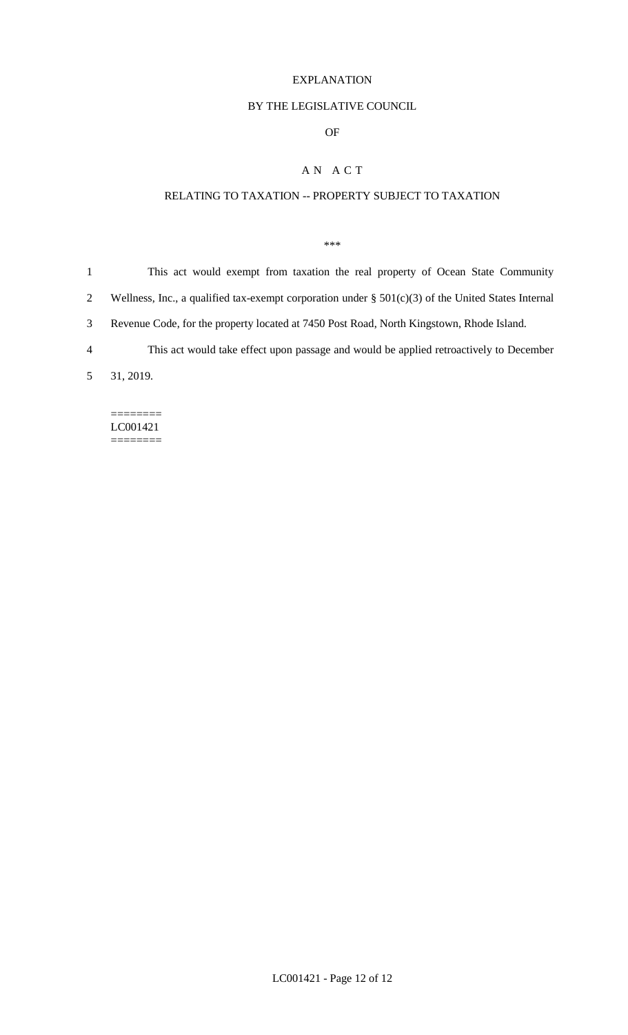EXPLANATION

BY THE LEGISLATIVE COUNCIL

OF

A N A C T

RELATING TO TAXATION -- PROPERTY SUBJECT TO TAXATION

\*\*\*

This act would exempt from taxation the real property of Ocean State Community Wellness, Inc., a qualified tax-exempt corporation under § 501(c)(3) of the United States Internal Revenue Code, for the property located at 7450 Post Road, North Kingstown, Rhode Island.

This act would take effect upon passage and would be applied retroactively to December 31, 2019.

========
LC001421
========